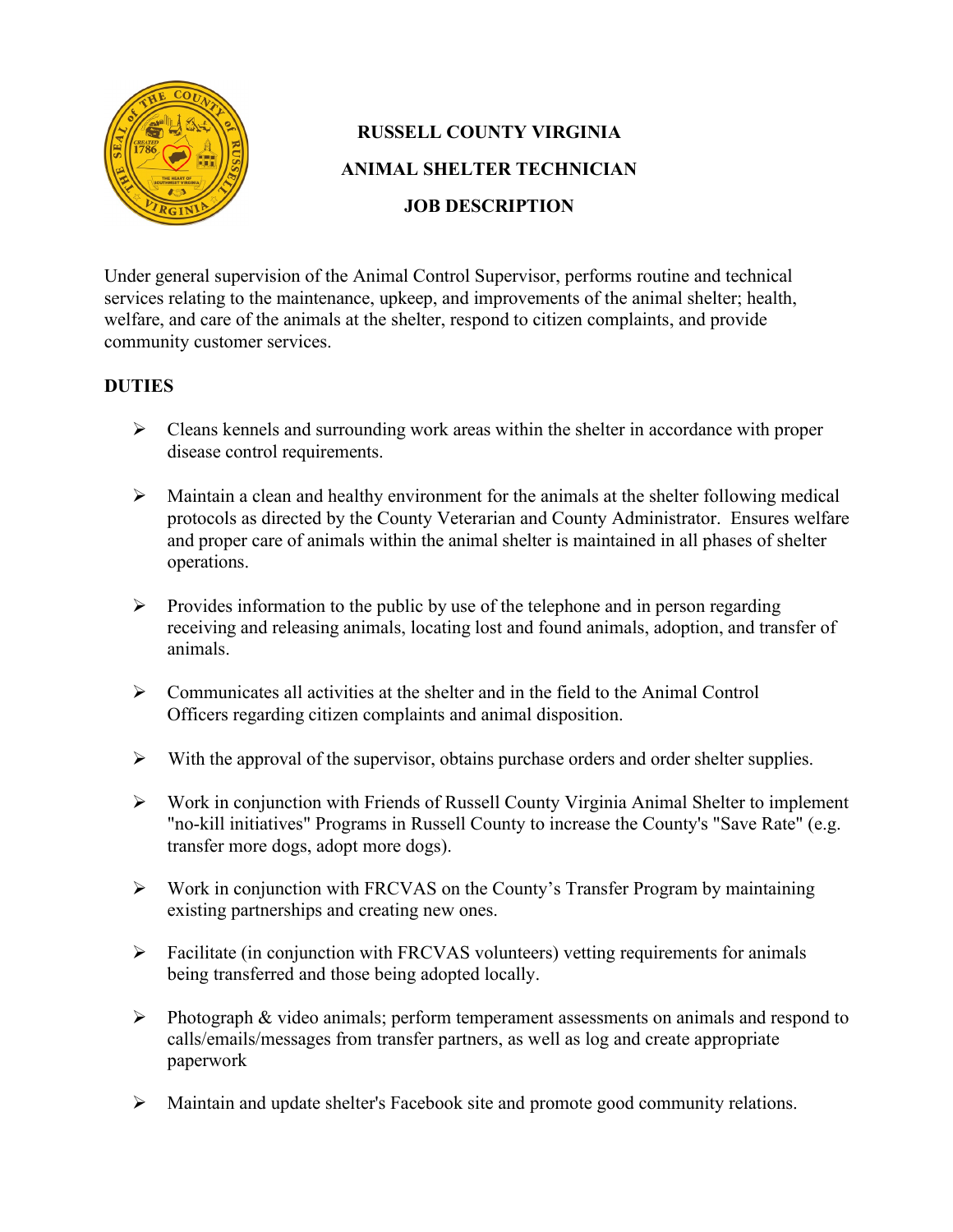# RUSSELL COUNTY VIRGINIA

# ANIMAL SHELTER TECHNICIAN

# JOB DESCRIPTION

Under general supervision of the Animal Control Supervisor, performs routine and technical services relating to the maintenance, upkeep, and improvements of the animal shelter; health, welfare, and care of the animals at the shelter, respond to citizen complaints, and provide community customer services.

## DUTIES

- Cleans kennels and surrounding work areas within the shelter in accordance with proper disease control requirements.
- Maintain a clean and healthy environment for the animals at the shelter following medical protocols as directed by the County Veterarian and County Administrator. Ensures welfare and proper care of animals within the animal shelter is maintained in all phases of shelter operations.
- Provides information to the public by use of the telephone and in person regarding receiving and releasing animals, locating lost and found animals, adoption, and transfer of animals.
- Communicates all activities at the shelter and in the field to the Animal Control Officers regarding citizen complaints and animal disposition.
- With the approval of the supervisor, obtains purchase orders and order shelter supplies.
- Work in conjunction with Friends of Russell County Virginia Animal Shelter to implement "no-kill initiatives" Programs in Russell County to increase the County's "Save Rate" (e.g. transfer more dogs, adopt more dogs).
- Work in conjunction with FRCVAS on the County's Transfer Program by maintaining existing partnerships and creating new ones.
- Facilitate (in conjunction with FRCVAS volunteers) vetting requirements for animals being transferred and those being adopted locally.
- Photograph & video animals; perform temperament assessments on animals and respond to calls/emails/messages from transfer partners, as well as log and create appropriate paperwork
- Maintain and update shelter's Facebook site and promote good community relations.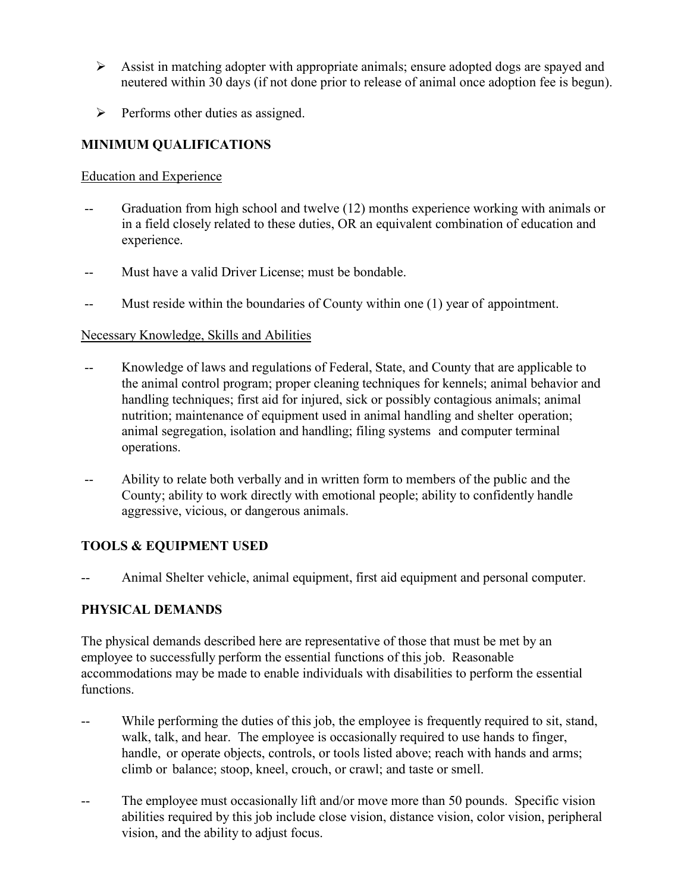- Assist in matching adopter with appropriate animals; ensure adopted dogs are spayed and neutered within 30 days (if not done prior to release of animal once adoption fee is begun).

- Performs other duties as assigned.

## MINIMUM QUALIFICATIONS

Education and Experience

-- Graduation from high school and twelve (12) months experience working with animals or in a field closely related to these duties, OR an equivalent combination of education and experience.

-- Must have a valid Driver License; must be bondable.

-- Must reside within the boundaries of County within one (1) year of appointment.

Necessary Knowledge, Skills and Abilities

-- Knowledge of laws and regulations of Federal, State, and County that are applicable to the animal control program; proper cleaning techniques for kennels; animal behavior and handling techniques; first aid for injured, sick or possibly contagious animals; animal nutrition; maintenance of equipment used in animal handling and shelter operation; animal segregation, isolation and handling; filing systems and computer terminal operations.

-- Ability to relate both verbally and in written form to members of the public and the County; ability to work directly with emotional people; ability to confidently handle aggressive, vicious, or dangerous animals.

## TOOLS & EQUIPMENT USED

-- Animal Shelter vehicle, animal equipment, first aid equipment and personal computer.

## PHYSICAL DEMANDS

The physical demands described here are representative of those that must be met by an employee to successfully perform the essential functions of this job. Reasonable accommodations may be made to enable individuals with disabilities to perform the essential functions.

-- While performing the duties of this job, the employee is frequently required to sit, stand, walk, talk, and hear. The employee is occasionally required to use hands to finger, handle, or operate objects, controls, or tools listed above; reach with hands and arms; climb or balance; stoop, kneel, crouch, or crawl; and taste or smell.

-- The employee must occasionally lift and/or move more than 50 pounds. Specific vision abilities required by this job include close vision, distance vision, color vision, peripheral vision, and the ability to adjust focus.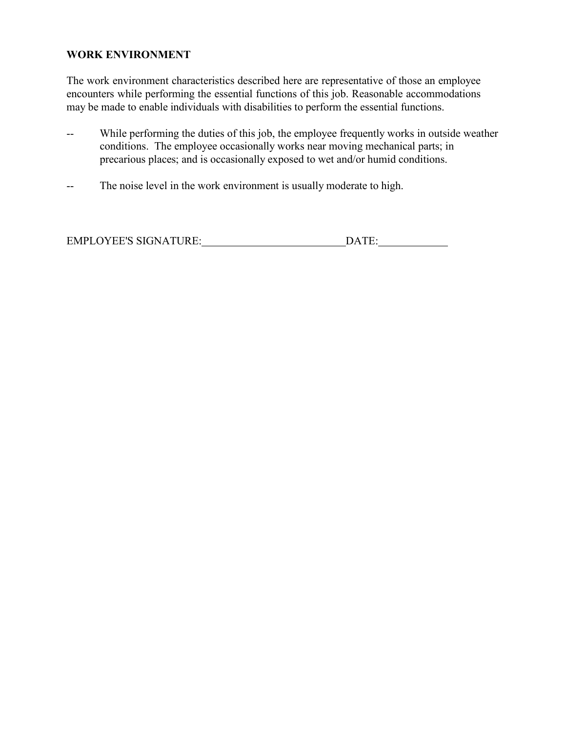**WORK ENVIRONMENT**

The work environment characteristics described here are representative of those an employee encounters while performing the essential functions of this job. Reasonable accommodations may be made to enable individuals with disabilities to perform the essential functions.

-- While performing the duties of this job, the employee frequently works in outside weather conditions. The employee occasionally works near moving mechanical parts; in precarious places; and is occasionally exposed to wet and/or humid conditions.

-- The noise level in the work environment is usually moderate to high.

EMPLOYEE'S SIGNATURE:\_\_\_\_\_\_\_\_\_\_\_\_\_\_\_\_\_\_\_\_\_\_\_\_\_\_DATE:\_\_\_\_\_\_\_\_\_\_\_\_